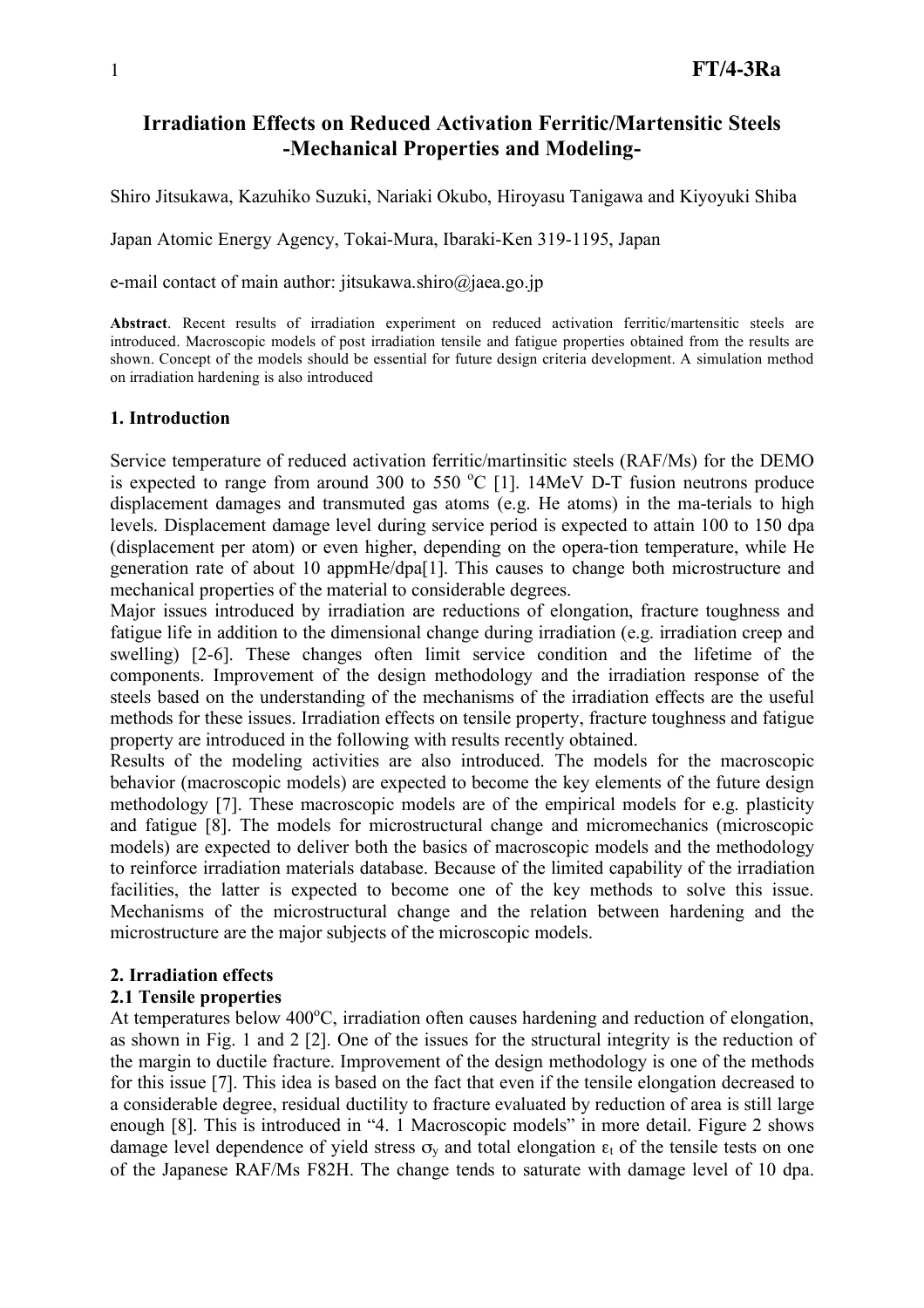# Irradiation Effects on Reduced Activation Ferritic/Martensitic Steels -Mechanical Properties and Modeling-

Shiro Jitsukawa, Kazuhiko Suzuki, Nariaki Okubo, Hiroyasu Tanigawa and Kiyoyuki Shiba

Japan Atomic Energy Agency, Tokai-Mura, Ibaraki-Ken 319-1195, Japan

e-mail contact of main author: jitsukawa.shiro@jaea.go.jp

**Abstract**. Recent results of irradiation experiment on reduced activation ferritic/martensitic steels are introduced. Macroscopic models of post irradiation tensile and fatigue properties obtained from the results are shown. Concept of the models should be essential for future design criteria development. A simulation method on irradiation hardening is also introduced

## 1. Introduction

Service temperature of reduced activation ferritic/martinsitic steels (RAF/Ms) for the DEMO is expected to range from around 300 to 550 $^{o}$C [1]. 14MeV D-T fusion neutrons produce displacement damages and transmuted gas atoms (e.g. He atoms) in the ma-terials to high levels. Displacement damage level during service period is expected to attain 100 to 150 dpa (displacement per atom) or even higher, depending on the opera-tion temperature, while He generation rate of about 10 appmHe/dpa[1]. This causes to change both microstructure and mechanical properties of the material to considerable degrees.

Major issues introduced by irradiation are reductions of elongation, fracture toughness and fatigue life in addition to the dimensional change during irradiation (e.g. irradiation creep and swelling) [2-6]. These changes often limit service condition and the lifetime of the components. Improvement of the design methodology and the irradiation response of the steels based on the understanding of the mechanisms of the irradiation effects are the useful methods for these issues. Irradiation effects on tensile property, fracture toughness and fatigue property are introduced in the following with results recently obtained.

Results of the modeling activities are also introduced. The models for the macroscopic behavior (macroscopic models) are expected to become the key elements of the future design methodology [7]. These macroscopic models are of the empirical models for e.g. plasticity and fatigue [8]. The models for microstructural change and micromechanics (microscopic models) are expected to deliver both the basics of macroscopic models and the methodology to reinforce irradiation materials database. Because of the limited capability of the irradiation facilities, the latter is expected to become one of the key methods to solve this issue. Mechanisms of the microstructural change and the relation between hardening and the microstructure are the major subjects of the microscopic models.

## 2. Irradiation effects

### 2.1 Tensile properties

At temperatures below 400$^{o}$C, irradiation often causes hardening and reduction of elongation, as shown in Fig. 1 and 2 [2]. One of the issues for the structural integrity is the reduction of the margin to ductile fracture. Improvement of the design methodology is one of the methods for this issue [7]. This idea is based on the fact that even if the tensile elongation decreased to a considerable degree, residual ductility to fracture evaluated by reduction of area is still large enough [8]. This is introduced in "4. 1 Macroscopic models" in more detail. Figure 2 shows damage level dependence of yield stress $\sigma_y$ and total elongation $\varepsilon_t$ of the tensile tests on one of the Japanese RAF/Ms F82H. The change tends to saturate with damage level of 10 dpa.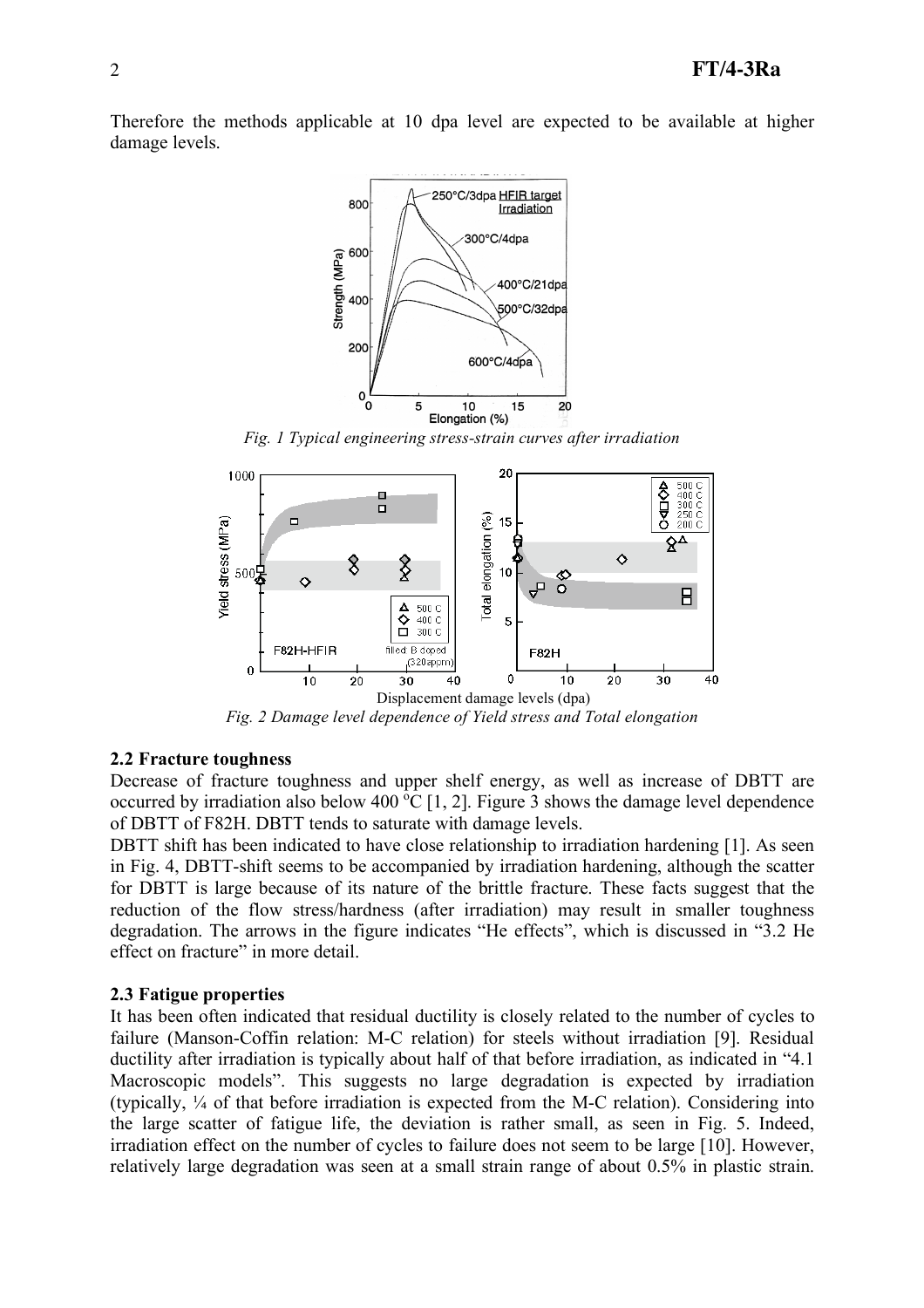Therefore the methods applicable at 10 dpa level are expected to be available at higher damage levels.

*Fig. 1 Typical engineering stress-strain curves after irradiation*

*Fig. 2 Damage level dependence of Yield stress and Total elongation*

### 2.2 Fracture toughness

Decrease of fracture toughness and upper shelf energy, as well as increase of DBTT are occurred by irradiation also below 400 °C [1, 2]. Figure 3 shows the damage level dependence of DBTT of F82H. DBTT tends to saturate with damage levels.

DBTT shift has been indicated to have close relationship to irradiation hardening [1]. As seen in Fig. 4, DBTT-shift seems to be accompanied by irradiation hardening, although the scatter for DBTT is large because of its nature of the brittle fracture. These facts suggest that the reduction of the flow stress/hardness (after irradiation) may result in smaller toughness degradation. The arrows in the figure indicates "He effects", which is discussed in "3.2 He effect on fracture" in more detail.

### 2.3 Fatigue properties

It has been often indicated that residual ductility is closely related to the number of cycles to failure (Manson-Coffin relation: M-C relation) for steels without irradiation [9]. Residual ductility after irradiation is typically about half of that before irradiation, as indicated in "4.1 Macroscopic models". This suggests no large degradation is expected by irradiation (typically, ¼ of that before irradiation is expected from the M-C relation). Considering into the large scatter of fatigue life, the deviation is rather small, as seen in Fig. 5. Indeed, irradiation effect on the number of cycles to failure does not seem to be large [10]. However, relatively large degradation was seen at a small strain range of about 0.5% in plastic strain.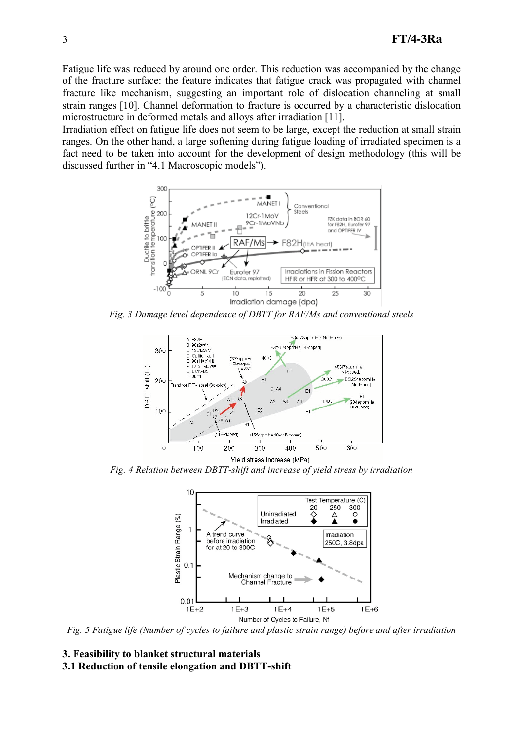Fatigue life was reduced by around one order. This reduction was accompanied by the change of the fracture surface: the feature indicates that fatigue crack was propagated with channel fracture like mechanism, suggesting an important role of dislocation channeling at small strain ranges [10]. Channel deformation to fracture is occurred by a characteristic dislocation microstructure in deformed metals and alloys after irradiation [11].

Irradiation effect on fatigue life does not seem to be large, except the reduction at small strain ranges. On the other hand, a large softening during fatigue loading of irradiated specimen is a fact need to be taken into account for the development of design methodology (this will be discussed further in “4.1 Macroscopic models”).

*Fig. 3 Damage level dependence of DBTT for RAF/Ms and conventional steels*

*Fig. 4 Relation between DBTT-shift and increase of yield stress by irradiation*

*Fig. 5 Fatigue life (Number of cycles to failure and plastic strain range) before and after irradiation*

## 3. Feasibility to blanket structural materials

### 3.1 Reduction of tensile elongation and DBTT-shift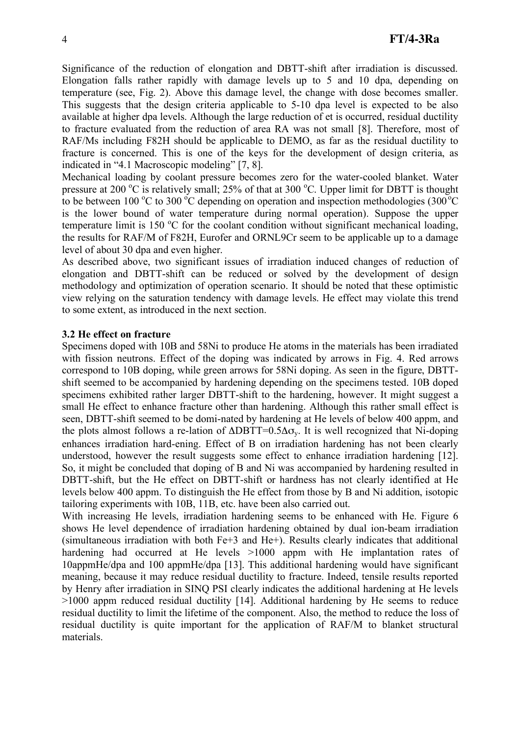Significance of the reduction of elongation and DBTT-shift after irradiation is discussed. Elongation falls rather rapidly with damage levels up to 5 and 10 dpa, depending on temperature (see, Fig. 2). Above this damage level, the change with dose becomes smaller. This suggests that the design criteria applicable to 5-10 dpa level is expected to be also available at higher dpa levels. Although the large reduction of et is occurred, residual ductility to fracture evaluated from the reduction of area RA was not small [8]. Therefore, most of RAF/Ms including F82H should be applicable to DEMO, as far as the residual ductility to fracture is concerned. This is one of the keys for the development of design criteria, as indicated in "4.1 Macroscopic modeling" [7, 8].

Mechanical loading by coolant pressure becomes zero for the water-cooled blanket. Water pressure at 200 $^{o}$C is relatively small; 25% of that at 300 $^{o}$C. Upper limit for DBTT is thought to be between 100 $^{o}$C to 300 $^{o}$C depending on operation and inspection methodologies (300 $^{o}$C is the lower bound of water temperature during normal operation). Suppose the upper temperature limit is 150 $^{o}$C for the coolant condition without significant mechanical loading, the results for RAF/M of F82H, Eurofer and ORNL9Cr seem to be applicable up to a damage level of about 30 dpa and even higher.

As described above, two significant issues of irradiation induced changes of reduction of elongation and DBTT-shift can be reduced or solved by the development of design methodology and optimization of operation scenario. It should be noted that these optimistic view relying on the saturation tendency with damage levels. He effect may violate this trend to some extent, as introduced in the next section.

### 3.2 He effect on fracture

Specimens doped with 10B and 58Ni to produce He atoms in the materials has been irradiated with fission neutrons. Effect of the doping was indicated by arrows in Fig. 4. Red arrows correspond to 10B doping, while green arrows for 58Ni doping. As seen in the figure, DBTT-shift seemed to be accompanied by hardening depending on the specimens tested. 10B doped specimens exhibited rather larger DBTT-shift to the hardening, however. It might suggest a small He effect to enhance fracture other than hardening. Although this rather small effect is seen, DBTT-shift seemed to be domi-nated by hardening at He levels of below 400 appm, and the plots almost follows a re-lation of $\Delta$DBTT=0.5$\Delta\sigma_y$. It is well recognized that Ni-doping enhances irradiation hard-ening. Effect of B on irradiation hardening has not been clearly understood, however the result suggests some effect to enhance irradiation hardening [12]. So, it might be concluded that doping of B and Ni was accompanied by hardening resulted in DBTT-shift, but the He effect on DBTT-shift or hardness has not clearly identified at He levels below 400 appm. To distinguish the He effect from those by B and Ni addition, isotopic tailoring experiments with 10B, 11B, etc. have been also carried out.

With increasing He levels, irradiation hardening seems to be enhanced with He. Figure 6 shows He level dependence of irradiation hardening obtained by dual ion-beam irradiation (simultaneous irradiation with both $Fe^{+3}$ and $He^{+}$). Results clearly indicates that additional hardening had occurred at He levels >1000 appm with He implantation rates of 10appmHe/dpa and 100 appmHe/dpa [13]. This additional hardening would have significant meaning, because it may reduce residual ductility to fracture. Indeed, tensile results reported by Henry after irradiation in SINQ PSI clearly indicates the additional hardening at He levels >1000 appm reduced residual ductility [14]. Additional hardening by He seems to reduce residual ductility to limit the lifetime of the component. Also, the method to reduce the loss of residual ductility is quite important for the application of RAF/M to blanket structural materials.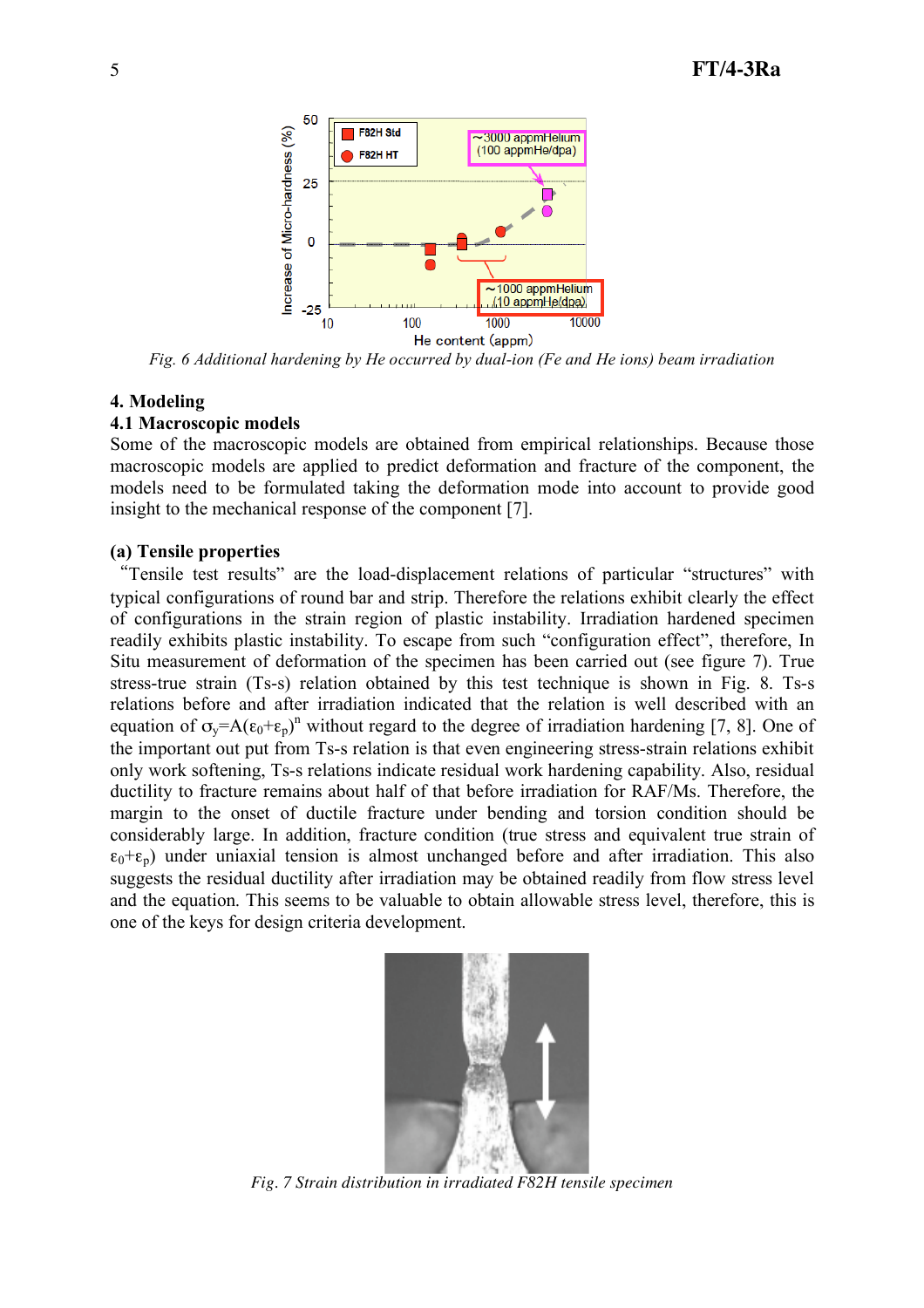*Fig. 6 Additional hardening by He occurred by dual-ion (Fe and He ions) beam irradiation*

## 4. Modeling

### 4.1 Macroscopic models

Some of the macroscopic models are obtained from empirical relationships. Because those macroscopic models are applied to predict deformation and fracture of the component, the models need to be formulated taking the deformation mode into account to provide good insight to the mechanical response of the component [7].

#### (a) Tensile properties

"Tensile test results" are the load-displacement relations of particular "structures" with typical configurations of round bar and strip. Therefore the relations exhibit clearly the effect of configurations in the strain region of plastic instability. Irradiation hardened specimen readily exhibits plastic instability. To escape from such "configuration effect", therefore, In Situ measurement of deformation of the specimen has been carried out (see figure 7). True stress-true strain (Ts-s) relation obtained by this test technique is shown in Fig. 8. Ts-s relations before and after irradiation indicated that the relation is well described with an equation of $\sigma_y=A(\varepsilon_0+\varepsilon_p)^n$ without regard to the degree of irradiation hardening [7, 8]. One of the important out put from Ts-s relation is that even engineering stress-strain relations exhibit only work softening, Ts-s relations indicate residual work hardening capability. Also, residual ductility to fracture remains about half of that before irradiation for RAF/Ms. Therefore, the margin to the onset of ductile fracture under bending and torsion condition should be considerably large. In addition, fracture condition (true stress and equivalent true strain of $\varepsilon_0+\varepsilon_p$) under uniaxial tension is almost unchanged before and after irradiation. This also suggests the residual ductility after irradiation may be obtained readily from flow stress level and the equation. This seems to be valuable to obtain allowable stress level, therefore, this is one of the keys for design criteria development.

*Fig. 7 Strain distribution in irradiated F82H tensile specimen*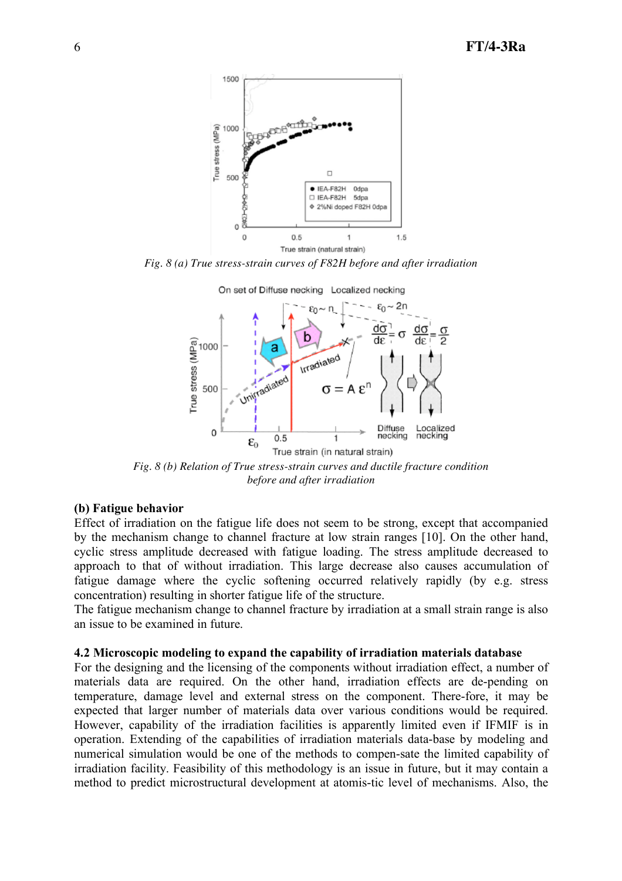*Fig. 8 (a) True stress-strain curves of F82H before and after irradiation*

*Fig. 8 (b) Relation of True stress-strain curves and ductile fracture condition before and after irradiation*

**(b) Fatigue behavior**

Effect of irradiation on the fatigue life does not seem to be strong, except that accompanied by the mechanism change to channel fracture at low strain ranges [10]. On the other hand, cyclic stress amplitude decreased with fatigue loading. The stress amplitude decreased to approach to that of without irradiation. This large decrease also causes accumulation of fatigue damage where the cyclic softening occurred relatively rapidly (by e.g. stress concentration) resulting in shorter fatigue life of the structure.

The fatigue mechanism change to channel fracture by irradiation at a small strain range is also an issue to be examined in future.

### 4.2 Microscopic modeling to expand the capability of irradiation materials database

For the designing and the licensing of the components without irradiation effect, a number of materials data are required. On the other hand, irradiation effects are de-pending on temperature, damage level and external stress on the component. There-fore, it may be expected that larger number of materials data over various conditions would be required. However, capability of the irradiation facilities is apparently limited even if IFMIF is in operation. Extending of the capabilities of irradiation materials data-base by modeling and numerical simulation would be one of the methods to compen-sate the limited capability of irradiation facility. Feasibility of this methodology is an issue in future, but it may contain a method to predict microstructural development at atomis-tic level of mechanisms. Also, the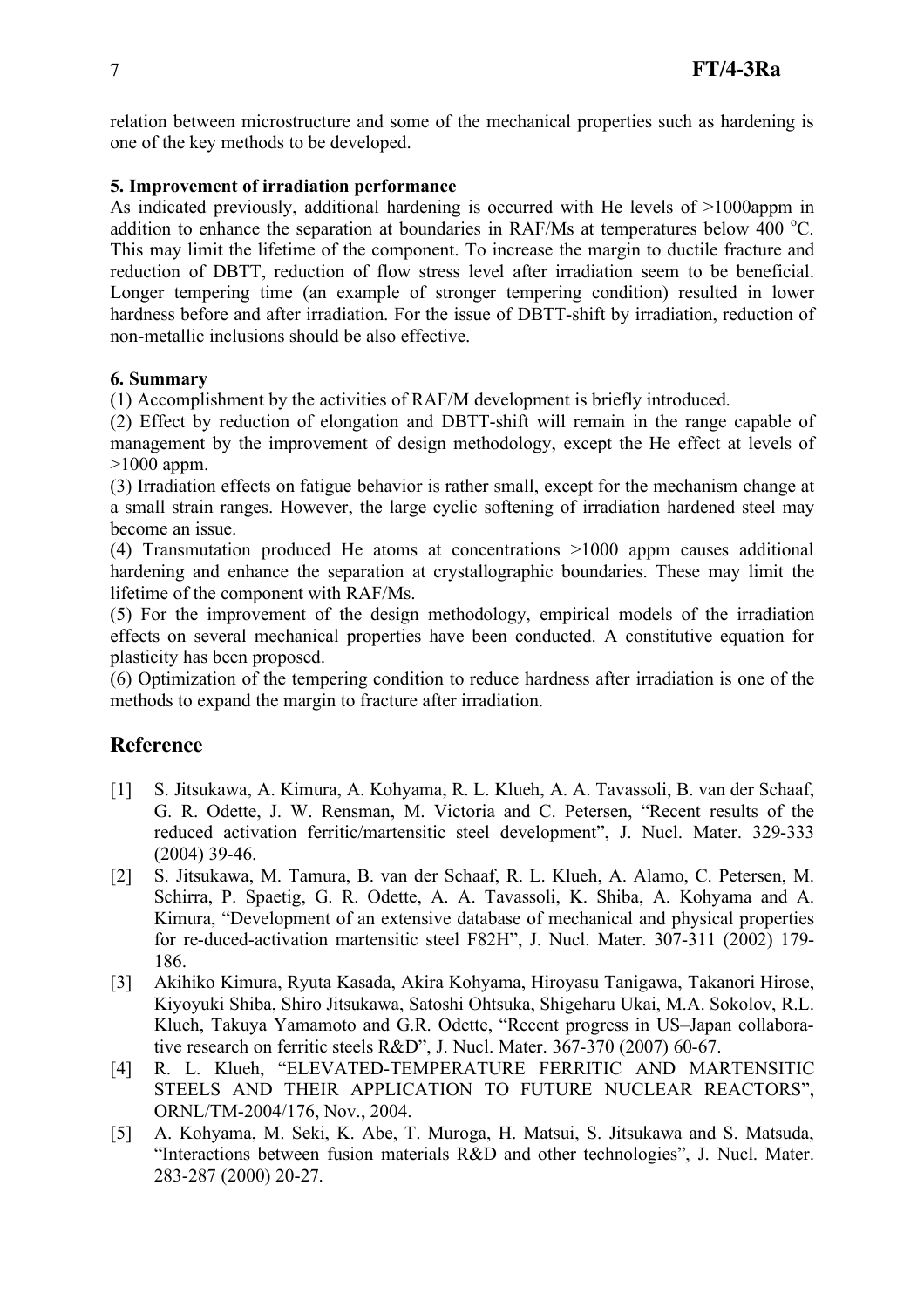relation between microstructure and some of the mechanical properties such as hardening is one of the key methods to be developed.

### 5. Improvement of irradiation performance

As indicated previously, additional hardening is occurred with He levels of >1000appm in addition to enhance the separation at boundaries in RAF/Ms at temperatures below 400 $^{o}$C. This may limit the lifetime of the component. To increase the margin to ductile fracture and reduction of DBTT, reduction of flow stress level after irradiation seem to be beneficial. Longer tempering time (an example of stronger tempering condition) resulted in lower hardness before and after irradiation. For the issue of DBTT-shift by irradiation, reduction of non-metallic inclusions should be also effective.

### 6. Summary

(1) Accomplishment by the activities of RAF/M development is briefly introduced.

(2) Effect by reduction of elongation and DBTT-shift will remain in the range capable of management by the improvement of design methodology, except the He effect at levels of >1000 appm.

(3) Irradiation effects on fatigue behavior is rather small, except for the mechanism change at a small strain ranges. However, the large cyclic softening of irradiation hardened steel may become an issue.

(4) Transmutation produced He atoms at concentrations >1000 appm causes additional hardening and enhance the separation at crystallographic boundaries. These may limit the lifetime of the component with RAF/Ms.

(5) For the improvement of the design methodology, empirical models of the irradiation effects on several mechanical properties have been conducted. A constitutive equation for plasticity has been proposed.

(6) Optimization of the tempering condition to reduce hardness after irradiation is one of the methods to expand the margin to fracture after irradiation.

## Reference

[1] S. Jitsukawa, A. Kimura, A. Kohyama, R. L. Klueh, A. A. Tavassoli, B. van der Schaaf, G. R. Odette, J. W. Rensman, M. Victoria and C. Petersen, "Recent results of the reduced activation ferritic/martensitic steel development", J. Nucl. Mater. 329-333 (2004) 39-46.

[2] S. Jitsukawa, M. Tamura, B. van der Schaaf, R. L. Klueh, A. Alamo, C. Petersen, M. Schirra, P. Spaetig, G. R. Odette, A. A. Tavassoli, K. Shiba, A. Kohyama and A. Kimura, "Development of an extensive database of mechanical and physical properties for re-duced-activation martensitic steel F82H", J. Nucl. Mater. 307-311 (2002) 179-186.

[3] Akihiko Kimura, Ryuta Kasada, Akira Kohyama, Hiroyasu Tanigawa, Takanori Hirose, Kiyoyuki Shiba, Shiro Jitsukawa, Satoshi Ohtsuka, Shigeharu Ukai, M.A. Sokolov, R.L. Klueh, Takuya Yamamoto and G.R. Odette, "Recent progress in US–Japan collabora-tive research on ferritic steels R&D", J. Nucl. Mater. 367-370 (2007) 60-67.

[4] R. L. Klueh, "ELEVATED-TEMPERATURE FERRITIC AND MARTENSITIC STEELS AND THEIR APPLICATION TO FUTURE NUCLEAR REACTORS", ORNL/TM-2004/176, Nov., 2004.

[5] A. Kohyama, M. Seki, K. Abe, T. Muroga, H. Matsui, S. Jitsukawa and S. Matsuda, "Interactions between fusion materials R&D and other technologies", J. Nucl. Mater. 283-287 (2000) 20-27.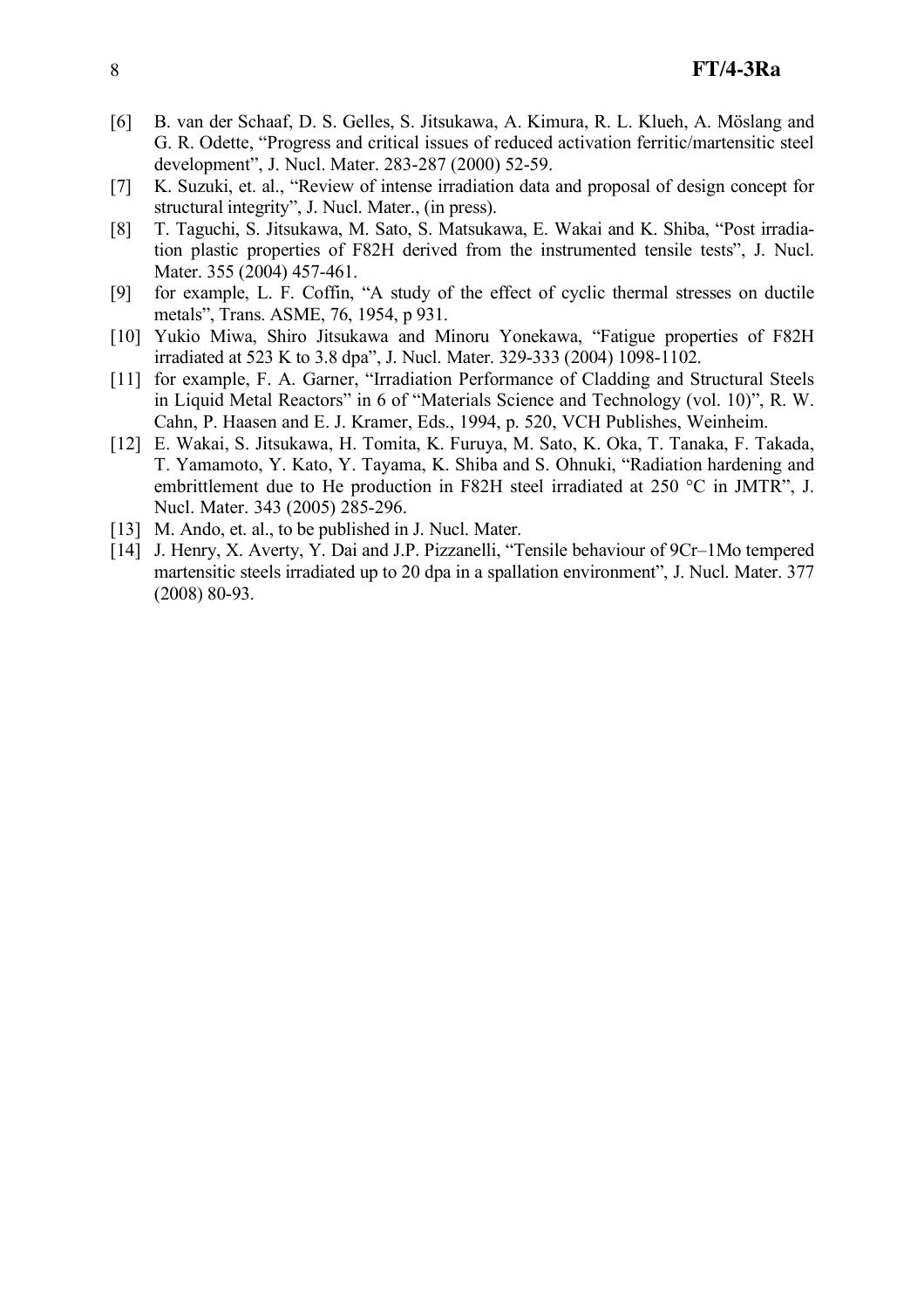[6] B. van der Schaaf, D. S. Gelles, S. Jitsukawa, A. Kimura, R. L. Klueh, A. Möslang and G. R. Odette, "Progress and critical issues of reduced activation ferritic/martensitic steel development", J. Nucl. Mater. 283-287 (2000) 52-59.

[7] K. Suzuki, et. al., "Review of intense irradiation data and proposal of design concept for structural integrity", J. Nucl. Mater., (in press).

[8] T. Taguchi, S. Jitsukawa, M. Sato, S. Matsukawa, E. Wakai and K. Shiba, "Post irradiation plastic properties of F82H derived from the instrumented tensile tests", J. Nucl. Mater. 355 (2004) 457-461.

[9] for example, L. F. Coffin, "A study of the effect of cyclic thermal stresses on ductile metals", Trans. ASME, 76, 1954, p 931.

[10] Yukio Miwa, Shiro Jitsukawa and Minoru Yonekawa, "Fatigue properties of F82H irradiated at 523 K to 3.8 dpa", J. Nucl. Mater. 329-333 (2004) 1098-1102.

[11] for example, F. A. Garner, "Irradiation Performance of Cladding and Structural Steels in Liquid Metal Reactors" in 6 of "Materials Science and Technology (vol. 10)", R. W. Cahn, P. Haasen and E. J. Kramer, Eds., 1994, p. 520, VCH Publishes, Weinheim.

[12] E. Wakai, S. Jitsukawa, H. Tomita, K. Furuya, M. Sato, K. Oka, T. Tanaka, F. Takada, T. Yamamoto, Y. Kato, Y. Tayama, K. Shiba and S. Ohnuki, "Radiation hardening and embrittlement due to He production in F82H steel irradiated at 250 °C in JMTR", J. Nucl. Mater. 343 (2005) 285-296.

[13] M. Ando, et. al., to be published in J. Nucl. Mater.

[14] J. Henry, X. Averty, Y. Dai and J.P. Pizzanelli, "Tensile behaviour of 9Cr–1Mo tempered martensitic steels irradiated up to 20 dpa in a spallation environment", J. Nucl. Mater. 377 (2008) 80-93.